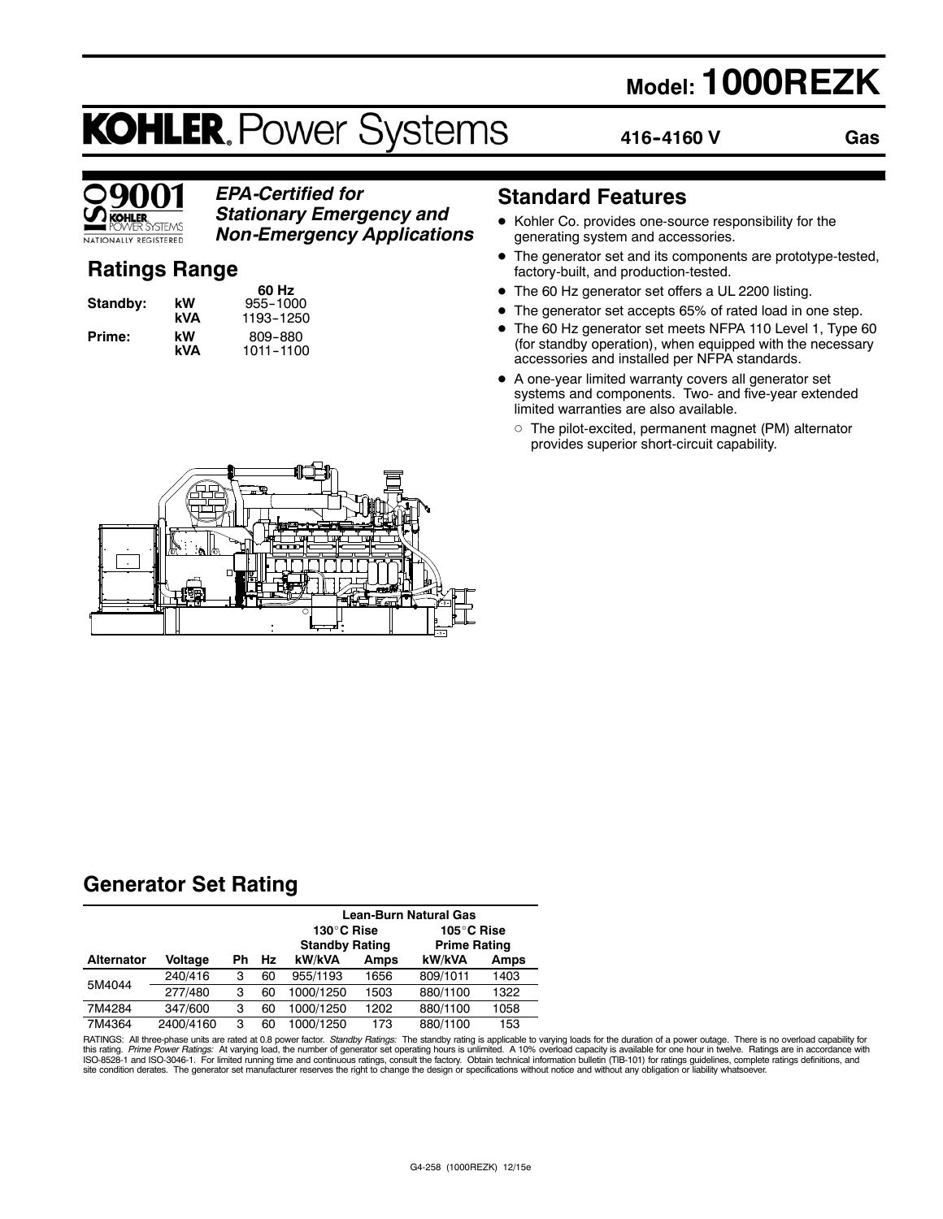# Model: 1000REZK

# KOHLER. Power Systems

**416-4160 V** **Gas**

ISO 9001 KOHLER POWER SYSTEMS NATIONALLY REGISTERED

***EPA-Certified for Stationary Emergency and Non-Emergency Applications***

## Ratings Range

| | | 60 Hz |
|---|---|---|
| **Standby:** | **kW** | 955-1000 |
| | **kVA** | 1193-1250 |
| **Prime:** | **kW** | 809-880 |
| | **kVA** | 1011-1100 |

## Standard Features

- Kohler Co. provides one-source responsibility for the generating system and accessories.
- The generator set and its components are prototype-tested, factory-built, and production-tested.
- The 60 Hz generator set offers a UL 2200 listing.
- The generator set accepts 65% of rated load in one step.
- The 60 Hz generator set meets NFPA 110 Level 1, Type 60 (for standby operation), when equipped with the necessary accessories and installed per NFPA standards.
- A one-year limited warranty covers all generator set systems and components. Two- and five-year extended limited warranties are also available.
  - The pilot-excited, permanent magnet (PM) alternator provides superior short-circuit capability.

## Generator Set Rating

| | | | | Lean-Burn Natural Gas | | | |
|---|---|---|---|---|---|---|---|
| | | | | 130°C Rise Standby Rating | | 105°C Rise Prime Rating | |
| **Alternator** | **Voltage** | **Ph** | **Hz** | **kW/kVA** | **Amps** | **kW/kVA** | **Amps** |
| 5M4044 | 240/416 | 3 | 60 | 955/1193 | 1656 | 809/1011 | 1403 |
| | 277/480 | 3 | 60 | 1000/1250 | 1503 | 880/1100 | 1322 |
| 7M4284 | 347/600 | 3 | 60 | 1000/1250 | 1202 | 880/1100 | 1058 |
| 7M4364 | 2400/4160 | 3 | 60 | 1000/1250 | 173 | 880/1100 | 153 |

RATINGS: All three-phase units are rated at 0.8 power factor. *Standby Ratings:* The standby rating is applicable to varying loads for the duration of a power outage. There is no overload capability for this rating. *Prime Power Ratings:* At varying load, the number of generator set operating hours is unlimited. A 10% overload capacity is available for one hour in twelve. Ratings are in accordance with ISO-8528-1 and ISO-3046-1. For limited running time and continuous ratings, consult the factory. Obtain technical information bulletin (TIB-101) for ratings guidelines, complete ratings definitions, and site condition derates. The generator set manufacturer reserves the right to change the design or specifications without notice and without any obligation or liability whatsoever.

G4-258 (1000REZK) 12/15e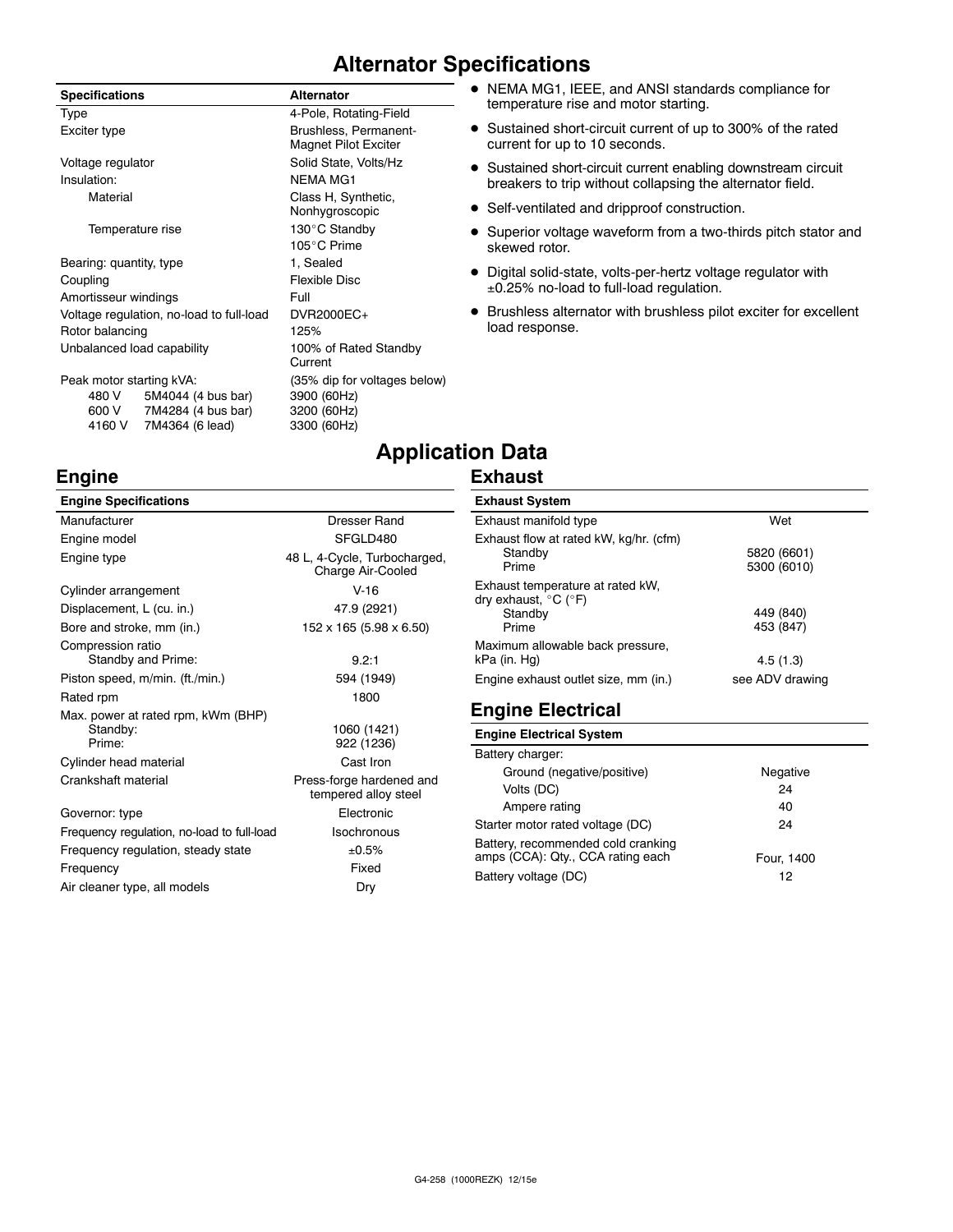# Alternator Specifications

| Specifications | Alternator |
|---|---|
| Type | 4-Pole, Rotating-Field |
| Exciter type | Brushless, Permanent-Magnet Pilot Exciter |
| Voltage regulator | Solid State, Volts/Hz |
| Insulation: | NEMA MG1 |
| Material | Class H, Synthetic, Nonhygroscopic |
| Temperature rise | 130°C Standby<br>105°C Prime |
| Bearing: quantity, type | 1, Sealed |
| Coupling | Flexible Disc |
| Amortisseur windings | Full |
| Voltage regulation, no-load to full-load | DVR2000EC+ |
| Rotor balancing | 125% |
| Unbalanced load capability | 100% of Rated Standby Current |
| Peak motor starting kVA: | (35% dip for voltages below) |
| 480 V 5M4044 (4 bus bar) | 3900 (60Hz) |
| 600 V 7M4284 (4 bus bar) | 3200 (60Hz) |
| 4160 V 7M4364 (6 lead) | 3300 (60Hz) |

- NEMA MG1, IEEE, and ANSI standards compliance for temperature rise and motor starting.
- Sustained short-circuit current of up to 300% of the rated current for up to 10 seconds.
- Sustained short-circuit current enabling downstream circuit breakers to trip without collapsing the alternator field.
- Self-ventilated and dripproof construction.
- Superior voltage waveform from a two-thirds pitch stator and skewed rotor.
- Digital solid-state, volts-per-hertz voltage regulator with ±0.25% no-load to full-load regulation.
- Brushless alternator with brushless pilot exciter for excellent load response.

# Application Data

## Engine

| Engine Specifications | |
|---|---|
| Manufacturer | Dresser Rand |
| Engine model | SFGLD480 |
| Engine type | 48 L, 4-Cycle, Turbocharged, Charge Air-Cooled |
| Cylinder arrangement | V-16 |
| Displacement, L (cu. in.) | 47.9 (2921) |
| Bore and stroke, mm (in.) | 152 x 165 (5.98 x 6.50) |
| Compression ratio<br>Standby and Prime: | 9.2:1 |
| Piston speed, m/min. (ft./min.) | 594 (1949) |
| Rated rpm | 1800 |
| Max. power at rated rpm, kWm (BHP) | |
| Standby: | 1060 (1421) |
| Prime: | 922 (1236) |
| Cylinder head material | Cast Iron |
| Crankshaft material | Press-forge hardened and tempered alloy steel |
| Governor: type | Electronic |
| Frequency regulation, no-load to full-load | Isochronous |
| Frequency regulation, steady state | ±0.5% |
| Frequency | Fixed |
| Air cleaner type, all models | Dry |

## Exhaust

| Exhaust System | |
|---|---|
| Exhaust manifold type | Wet |
| Exhaust flow at rated kW, kg/hr. (cfm) | |
| Standby | 5820 (6601) |
| Prime | 5300 (6010) |
| Exhaust temperature at rated kW, dry exhaust, °C (°F) | |
| Standby | 449 (840) |
| Prime | 453 (847) |
| Maximum allowable back pressure, kPa (in. Hg) | 4.5 (1.3) |
| Engine exhaust outlet size, mm (in.) | see ADV drawing |

## Engine Electrical

| Engine Electrical System | |
|---|---|
| Battery charger: | |
| Ground (negative/positive) | Negative |
| Volts (DC) | 24 |
| Ampere rating | 40 |
| Starter motor rated voltage (DC) | 24 |
| Battery, recommended cold cranking amps (CCA): Qty., CCA rating each | Four, 1400 |
| Battery voltage (DC) | 12 |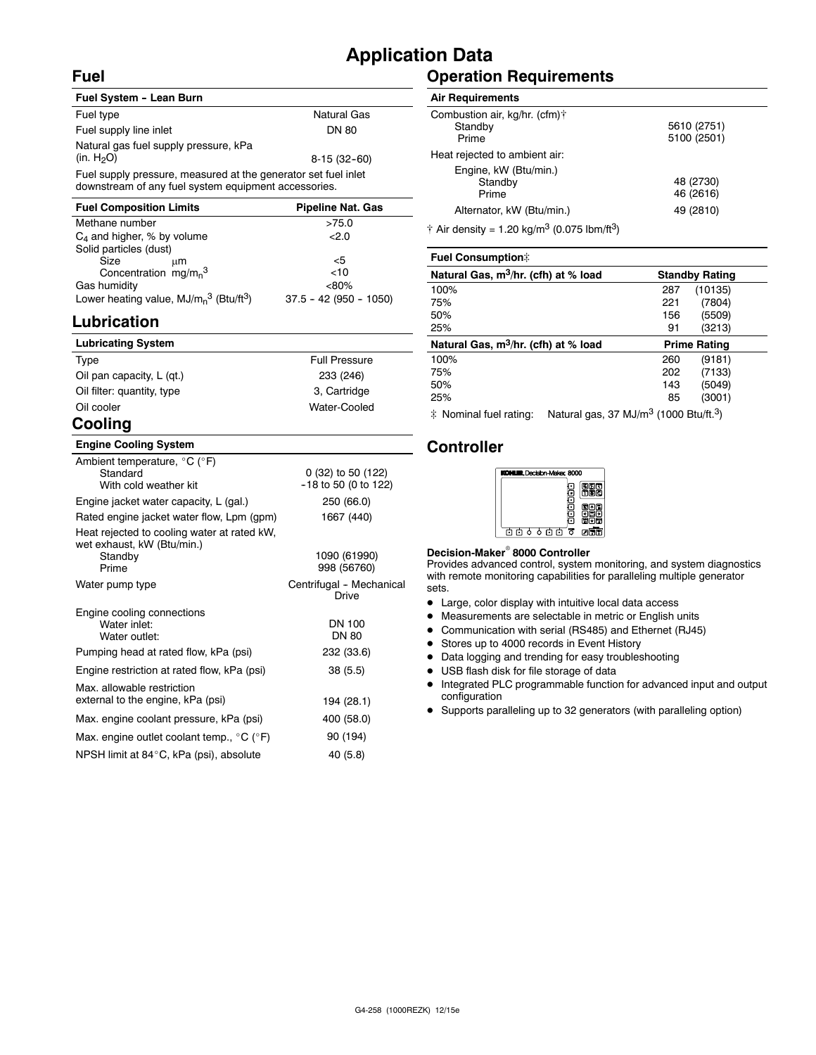# Application Data

## Fuel

| Fuel System - Lean Burn | |
|---|---|
| Fuel type | Natural Gas |
| Fuel supply line inlet | DN 80 |
| Natural gas fuel supply pressure, kPa (in. $H_2O$) | 8-15 (32-60) |

Fuel supply pressure, measured at the generator set fuel inlet downstream of any fuel system equipment accessories.

| Fuel Composition Limits | Pipeline Nat. Gas |
|---|---|
| Methane number | >75.0 |
| $C_4$ and higher, % by volume | <2.0 |
| Solid particles (dust) | |
| Size μm | <5 |
| Concentration mg/m$_n^3$ | <10 |
| Gas humidity | <80% |
| Lower heating value, MJ/m$_n^3$ (Btu/ft$^3$) | 37.5 - 42 (950 - 1050) |

## Lubrication

| Lubricating System | |
|---|---|
| Type | Full Pressure |
| Oil pan capacity, L (qt.) | 233 (246) |
| Oil filter: quantity, type | 3, Cartridge |
| Oil cooler | Water-Cooled |

## Cooling

| Engine Cooling System | |
|---|---|
| Ambient temperature, °C (°F) | |
| Standard | 0 (32) to 50 (122) |
| With cold weather kit | -18 to 50 (0 to 122) |
| Engine jacket water capacity, L (gal.) | 250 (66.0) |
| Rated engine jacket water flow, Lpm (gpm) | 1667 (440) |
| Heat rejected to cooling water at rated kW, wet exhaust, kW (Btu/min.) | |
| Standby | 1090 (61990) |
| Prime | 998 (56760) |
| Water pump type | Centrifugal - Mechanical Drive |
| Engine cooling connections | |
| Water inlet: | DN 100 |
| Water outlet: | DN 80 |
| Pumping head at rated flow, kPa (psi) | 232 (33.6) |
| Engine restriction at rated flow, kPa (psi) | 38 (5.5) |
| Max. allowable restriction external to the engine, kPa (psi) | 194 (28.1) |
| Max. engine coolant pressure, kPa (psi) | 400 (58.0) |
| Max. engine outlet coolant temp., °C (°F) | 90 (194) |
| NPSH limit at 84°C, kPa (psi), absolute | 40 (5.8) |

## Operation Requirements

| Air Requirements | |
|---|---|
| Combustion air, kg/hr. (cfm)† | |
| Standby | 5610 (2751) |
| Prime | 5100 (2501) |
| Heat rejected to ambient air: | |
| Engine, kW (Btu/min.) | |
| Standby | 48 (2730) |
| Prime | 46 (2616) |
| Alternator, kW (Btu/min.) | 49 (2810) |

† Air density = 1.20 kg/m$^3$ (0.075 lbm/ft$^3$)

| Fuel Consumption‡ | |
|---|---|
| Natural Gas, m$^3$/hr. (cfh) at % load | Standby Rating |
| 100% | 287 (10135) |
| 75% | 221 (7804) |
| 50% | 156 (5509) |
| 25% | 91 (3213) |
| Natural Gas, m$^3$/hr. (cfh) at % load | Prime Rating |
| 100% | 260 (9181) |
| 75% | 202 (7133) |
| 50% | 143 (5049) |
| 25% | 85 (3001) |

‡ Nominal fuel rating: Natural gas, 37 MJ/m$^3$ (1000 Btu/ft.$^3$)

## Controller

**Decision-Maker® 8000 Controller**

Provides advanced control, system monitoring, and system diagnostics with remote monitoring capabilities for paralleling multiple generator sets.

- Large, color display with intuitive local data access
- Measurements are selectable in metric or English units
- Communication with serial (RS485) and Ethernet (RJ45)
- Stores up to 4000 records in Event History
- Data logging and trending for easy troubleshooting
- USB flash disk for file storage of data
- Integrated PLC programmable function for advanced input and output configuration
- Supports paralleling up to 32 generators (with paralleling option)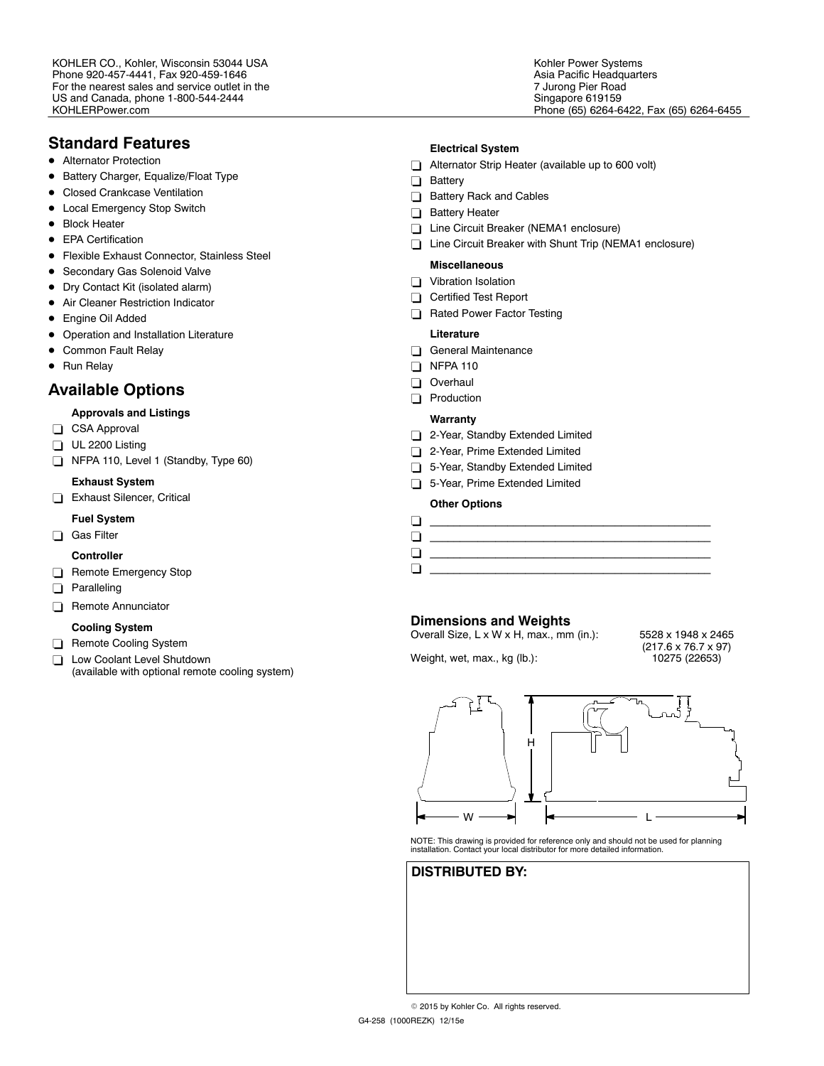KOHLER CO., Kohler, Wisconsin 53044 USA
Phone 920-457-4441, Fax 920-459-1646
For the nearest sales and service outlet in the US and Canada, phone 1-800-544-2444
KOHLERPower.com

Kohler Power Systems
Asia Pacific Headquarters
7 Jurong Pier Road
Singapore 619159
Phone (65) 6264-6422, Fax (65) 6264-6455

## Standard Features

- Alternator Protection
- Battery Charger, Equalize/Float Type
- Closed Crankcase Ventilation
- Local Emergency Stop Switch
- Block Heater
- EPA Certification
- Flexible Exhaust Connector, Stainless Steel
- Secondary Gas Solenoid Valve
- Dry Contact Kit (isolated alarm)
- Air Cleaner Restriction Indicator
- Engine Oil Added
- Operation and Installation Literature
- Common Fault Relay
- Run Relay

## Available Options

**Approvals and Listings**

- ❑ CSA Approval
- ❑ UL 2200 Listing
- ❑ NFPA 110, Level 1 (Standby, Type 60)

**Exhaust System**

- ❑ Exhaust Silencer, Critical

**Fuel System**

- ❑ Gas Filter

**Controller**

- ❑ Remote Emergency Stop
- ❑ Paralleling
- ❑ Remote Annunciator

**Cooling System**

- ❑ Remote Cooling System
- ❑ Low Coolant Level Shutdown (available with optional remote cooling system)

**Electrical System**

- ❑ Alternator Strip Heater (available up to 600 volt)
- ❑ Battery
- ❑ Battery Rack and Cables
- ❑ Battery Heater
- ❑ Line Circuit Breaker (NEMA1 enclosure)
- ❑ Line Circuit Breaker with Shunt Trip (NEMA1 enclosure)

**Miscellaneous**

- ❑ Vibration Isolation
- ❑ Certified Test Report
- ❑ Rated Power Factor Testing

**Literature**

- ❑ General Maintenance
- ❑ NFPA 110
- ❑ Overhaul
- ❑ Production

**Warranty**

- ❑ 2-Year, Standby Extended Limited
- ❑ 2-Year, Prime Extended Limited
- ❑ 5-Year, Standby Extended Limited
- ❑ 5-Year, Prime Extended Limited

**Other Options**

- ❑ ________________________________________
- ❑ ________________________________________
- ❑ ________________________________________
- ❑ ________________________________________

## Dimensions and Weights

| | |
|---|---|
| Overall Size, L x W x H, max., mm (in.): | 5528 x 1948 x 2465 (217.6 x 76.7 x 97) |
| Weight, wet, max., kg (lb.): | 10275 (22653) |

H
W
L

NOTE: This drawing is provided for reference only and should not be used for planning installation. Contact your local distributor for more detailed information.

**DISTRIBUTED BY:**

© 2015 by Kohler Co. All rights reserved.

G4-258 (1000REZK) 12/15e